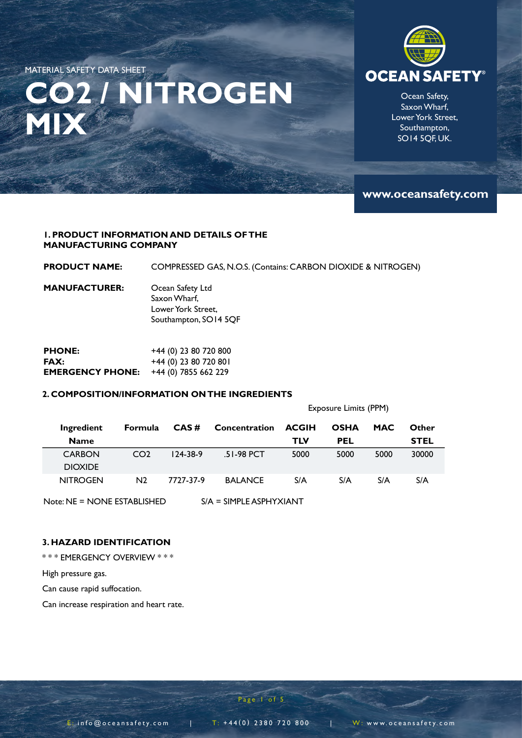MATERIAL SAFETY DATA SHEET

# CO2 / NITROGEN MIX

**OCEAN SAFETY®**

Ocean Safety,
Saxon Wharf,
Lower York Street,
Southampton,
SO14 5QF, UK.

**www.oceansafety.com**

## 1. PRODUCT INFORMATION AND DETAILS OF THE MANUFACTURING COMPANY

**PRODUCT NAME:** COMPRESSED GAS, N.O.S. (Contains: CARBON DIOXIDE & NITROGEN)

**MANUFACTURER:** Ocean Safety Ltd
Saxon Wharf,
Lower York Street,
Southampton, SO14 5QF

**PHONE:** +44 (0) 23 80 720 800
**FAX:** +44 (0) 23 80 720 801
**EMERGENCY PHONE:** +44 (0) 7855 662 229

## 2. COMPOSITION/INFORMATION ON THE INGREDIENTS

| | | | | Exposure Limits (PPM) | | | |
|---|---|---|---|---|---|---|---|
| **Ingredient Name** | **Formula** | **CAS #** | **Concentration** | **ACGIH TLV** | **OSHA PEL** | **MAC** | **Other STEL** |
| CARBON DIOXIDE | $CO_2$ | 124-38-9 | .51-98 PCT | 5000 | 5000 | 5000 | 30000 |
| NITROGEN | $N_2$ | 7727-37-9 | BALANCE | S/A | S/A | S/A | S/A |

Note: NE = NONE ESTABLISHED S/A = SIMPLE ASPHYXIANT

## 3. HAZARD IDENTIFICATION

*** EMERGENCY OVERVIEW ***

High pressure gas.

Can cause rapid suffocation.

Can increase respiration and heart rate.

E: info@oceansafety.com | T: +44(0) 2380 720 800 | W: www.oceansafety.com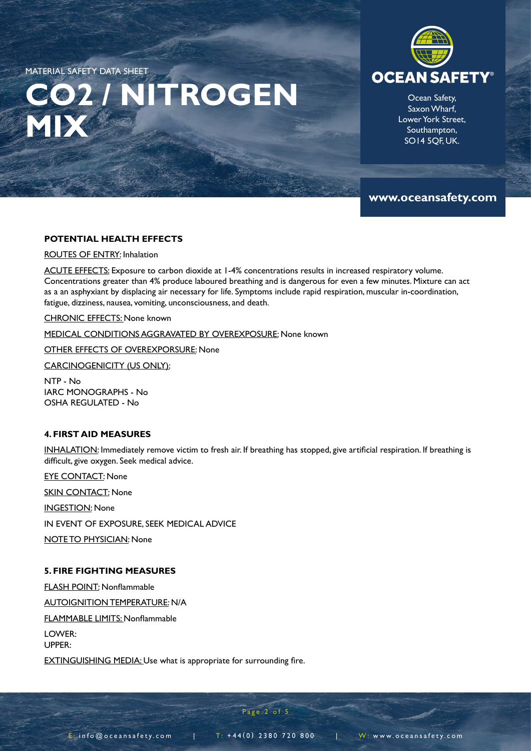MATERIAL SAFETY DATA SHEET

# CO2 / NITROGEN MIX

Ocean Safety,
Saxon Wharf,
Lower York Street,
Southampton,
SO14 5QF, UK.

www.oceansafety.com

### POTENTIAL HEALTH EFFECTS

ROUTES OF ENTRY: Inhalation

ACUTE EFFECTS: Exposure to carbon dioxide at 1-4% concentrations results in increased respiratory volume. Concentrations greater than 4% produce laboured breathing and is dangerous for even a few minutes. Mixture can act as a an asphyxiant by displacing air necessary for life. Symptoms include rapid respiration, muscular in-coordination, fatigue, dizziness, nausea, vomiting, unconsciousness, and death.

CHRONIC EFFECTS: None known

MEDICAL CONDITIONS AGGRAVATED BY OVEREXPOSURE: None known

OTHER EFFECTS OF OVEREXPORSURE: None

CARCINOGENICITY (US ONLY):

NTP - No
IARC MONOGRAPHS - No
OSHA REGULATED - No

### 4. FIRST AID MEASURES

INHALATION: Immediately remove victim to fresh air. If breathing has stopped, give artificial respiration. If breathing is difficult, give oxygen. Seek medical advice.

EYE CONTACT: None

SKIN CONTACT: None

INGESTION: None

IN EVENT OF EXPOSURE, SEEK MEDICAL ADVICE

NOTE TO PHYSICIAN: None

### 5. FIRE FIGHTING MEASURES

FLASH POINT: Nonflammable

AUTOIGNITION TEMPERATURE: N/A

FLAMMABLE LIMITS: Nonflammable

LOWER:
UPPER:

EXTINGUISHING MEDIA: Use what is appropriate for surrounding fire.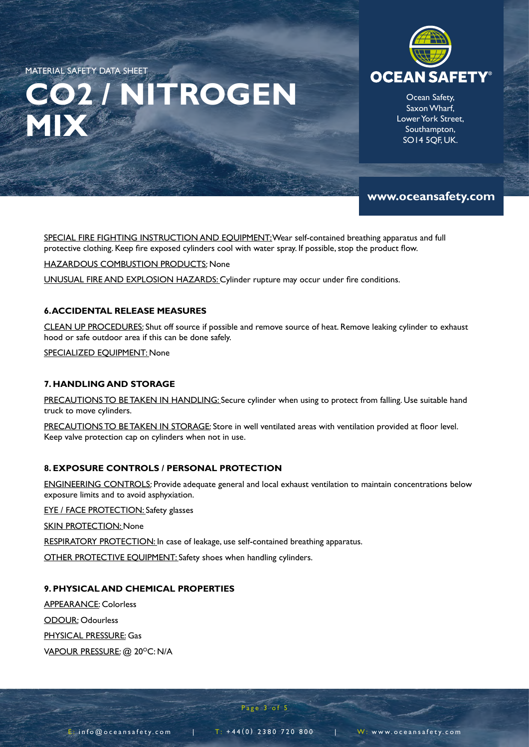MATERIAL SAFETY DATA SHEET

# $CO_2$ / NITROGEN MIX

Ocean Safety,
Saxon Wharf,
Lower York Street,
Southampton,
SO14 5QF, UK.

www.oceansafety.com

SPECIAL FIRE FIGHTING INSTRUCTION AND EQUIPMENT: Wear self-contained breathing apparatus and full protective clothing. Keep fire exposed cylinders cool with water spray. If possible, stop the product flow.

HAZARDOUS COMBUSTION PRODUCTS: None

UNUSUAL FIRE AND EXPLOSION HAZARDS: Cylinder rupture may occur under fire conditions.

## 6. ACCIDENTAL RELEASE MEASURES

CLEAN UP PROCEDURES: Shut off source if possible and remove source of heat. Remove leaking cylinder to exhaust hood or safe outdoor area if this can be done safely.

SPECIALIZED EQUIPMENT: None

## 7. HANDLING AND STORAGE

PRECAUTIONS TO BE TAKEN IN HANDLING: Secure cylinder when using to protect from falling. Use suitable hand truck to move cylinders.

PRECAUTIONS TO BE TAKEN IN STORAGE: Store in well ventilated areas with ventilation provided at floor level. Keep valve protection cap on cylinders when not in use.

## 8. EXPOSURE CONTROLS / PERSONAL PROTECTION

ENGINEERING CONTROLS: Provide adequate general and local exhaust ventilation to maintain concentrations below exposure limits and to avoid asphyxiation.

EYE / FACE PROTECTION: Safety glasses

SKIN PROTECTION: None

RESPIRATORY PROTECTION: In case of leakage, use self-contained breathing apparatus.

OTHER PROTECTIVE EQUIPMENT: Safety shoes when handling cylinders.

## 9. PHYSICAL AND CHEMICAL PROPERTIES

APPEARANCE: Colorless

ODOUR: Odourless

PHYSICAL PRESSURE: Gas

VAPOUR PRESSURE: @ 20°C: N/A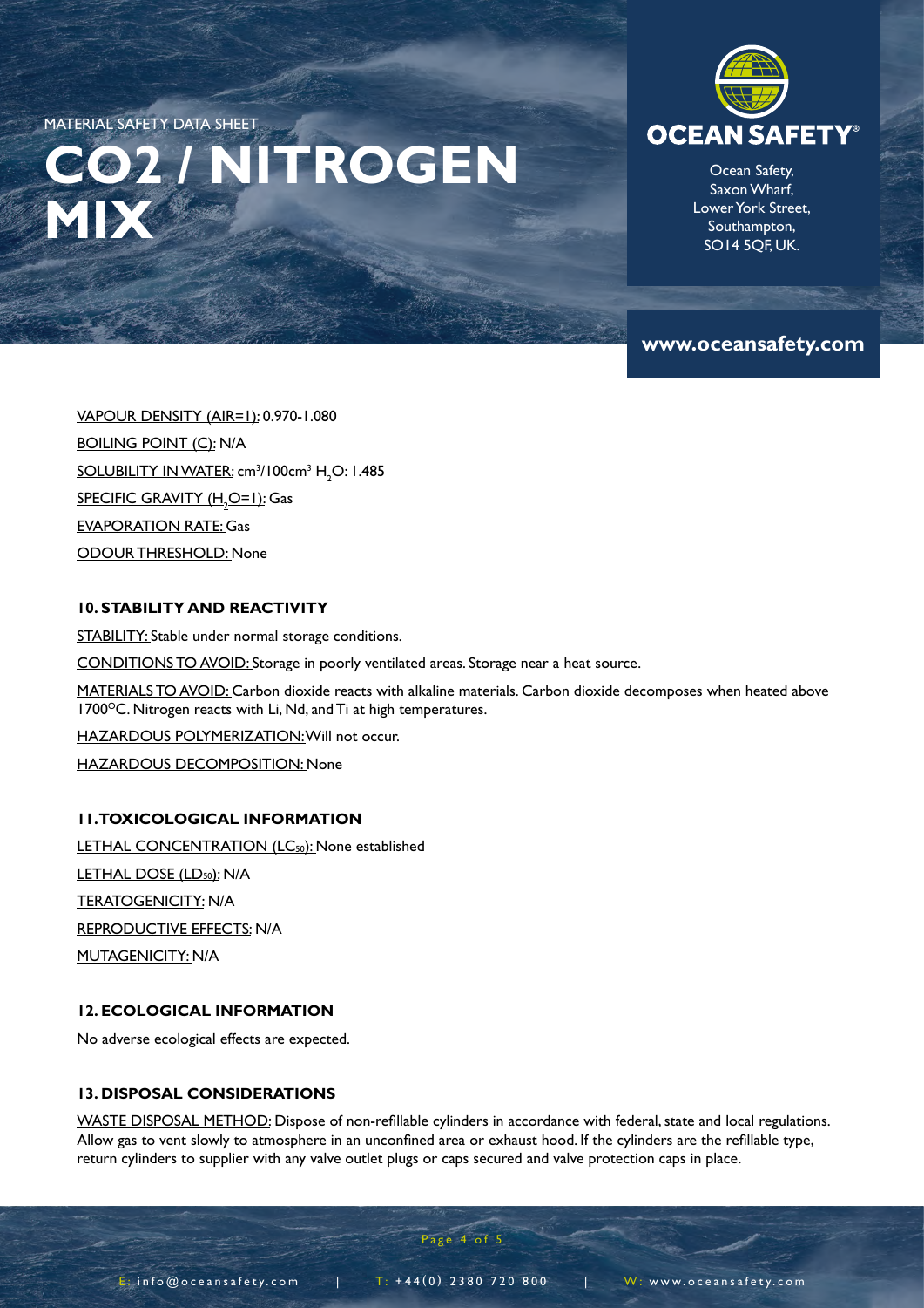MATERIAL SAFETY DATA SHEET

# CO2 / NITROGEN MIX

Ocean Safety,
Saxon Wharf,
Lower York Street,
Southampton,
SO14 5QF, UK.

**www.oceansafety.com**

VAPOUR DENSITY (AIR=1): 0.970-1.080

BOILING POINT (C): N/A

SOLUBILITY IN WATER: $cm^3/100cm^3$ $H_2O$: 1.485

SPECIFIC GRAVITY ($H_2O$=1): Gas

EVAPORATION RATE: Gas

ODOUR THRESHOLD: None

### 10. STABILITY AND REACTIVITY

STABILITY: Stable under normal storage conditions.

CONDITIONS TO AVOID: Storage in poorly ventilated areas. Storage near a heat source.

MATERIALS TO AVOID: Carbon dioxide reacts with alkaline materials. Carbon dioxide decomposes when heated above 1700°C. Nitrogen reacts with Li, Nd, and Ti at high temperatures.

HAZARDOUS POLYMERIZATION: Will not occur.

HAZARDOUS DECOMPOSITION: None

### 11. TOXICOLOGICAL INFORMATION

LETHAL CONCENTRATION ($LC_{50}$): None established

LETHAL DOSE ($LD_{50}$): N/A

TERATOGENICITY: N/A

REPRODUCTIVE EFFECTS: N/A

MUTAGENICITY: N/A

### 12. ECOLOGICAL INFORMATION

No adverse ecological effects are expected.

### 13. DISPOSAL CONSIDERATIONS

WASTE DISPOSAL METHOD: Dispose of non-refillable cylinders in accordance with federal, state and local regulations. Allow gas to vent slowly to atmosphere in an unconfined area or exhaust hood. If the cylinders are the refillable type, return cylinders to supplier with any valve outlet plugs or caps secured and valve protection caps in place.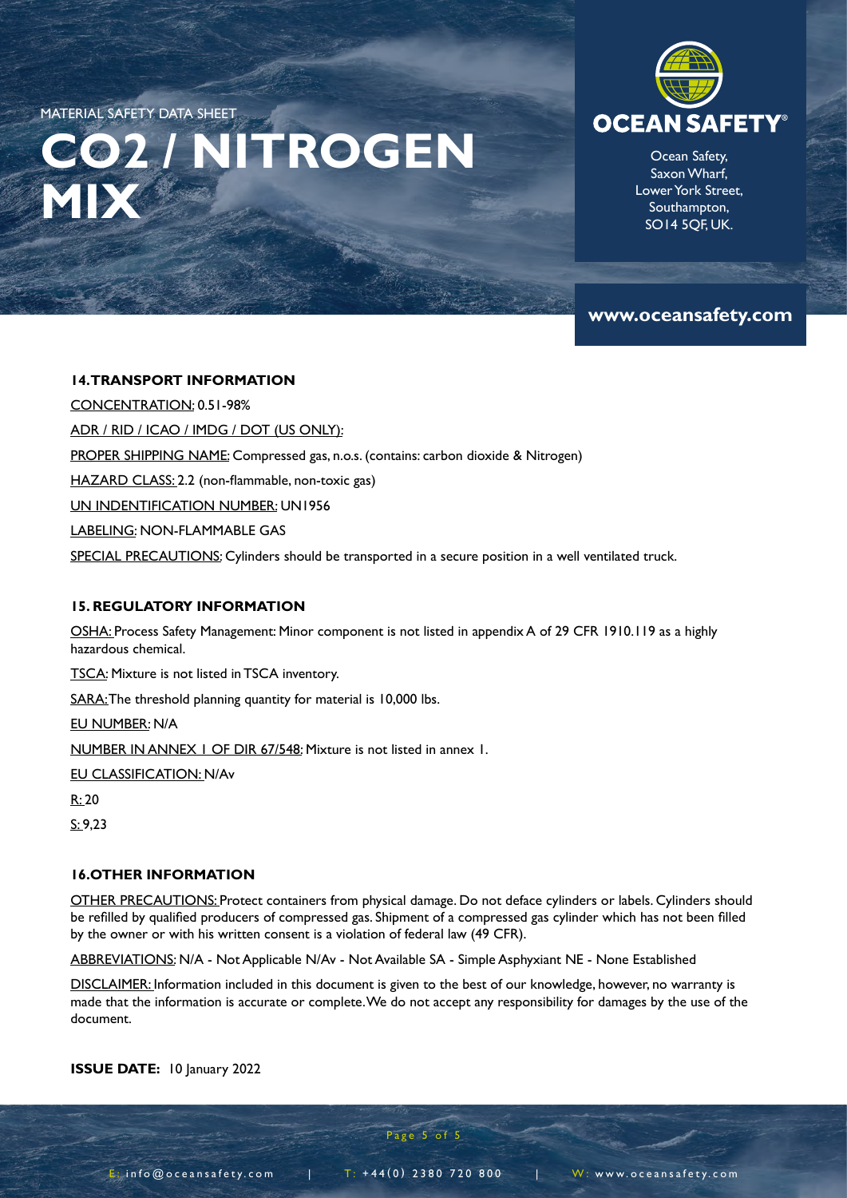MATERIAL SAFETY DATA SHEET

# CO2 / NITROGEN MIX

**OCEAN SAFETY®**

Ocean Safety,
Saxon Wharf,
Lower York Street,
Southampton,
SO14 5QF, UK.

**www.oceansafety.com**

### 14. TRANSPORT INFORMATION

CONCENTRATION: 0.51-98%

ADR / RID / ICAO / IMDG / DOT (US ONLY):

PROPER SHIPPING NAME: Compressed gas, n.o.s. (contains: carbon dioxide & Nitrogen)

HAZARD CLASS: 2.2 (non-flammable, non-toxic gas)

UN INDENTIFICATION NUMBER: UN1956

LABELING: NON-FLAMMABLE GAS

SPECIAL PRECAUTIONS: Cylinders should be transported in a secure position in a well ventilated truck.

### 15. REGULATORY INFORMATION

OSHA: Process Safety Management: Minor component is not listed in appendix A of 29 CFR 1910.119 as a highly hazardous chemical.

TSCA: Mixture is not listed in TSCA inventory.

SARA: The threshold planning quantity for material is 10,000 lbs.

EU NUMBER: N/A

NUMBER IN ANNEX 1 OF DIR 67/548: Mixture is not listed in annex 1.

EU CLASSIFICATION: N/Av

R: 20

S: 9,23

### 16. OTHER INFORMATION

OTHER PRECAUTIONS: Protect containers from physical damage. Do not deface cylinders or labels. Cylinders should be refilled by qualified producers of compressed gas. Shipment of a compressed gas cylinder which has not been filled by the owner or with his written consent is a violation of federal law (49 CFR).

ABBREVIATIONS: N/A - Not Applicable N/Av - Not Available SA - Simple Asphyxiant NE - None Established

DISCLAIMER: Information included in this document is given to the best of our knowledge, however, no warranty is made that the information is accurate or complete. We do not accept any responsibility for damages by the use of the document.

**ISSUE DATE:** 10 January 2022

E: info@oceansafety.com | T: +44(0) 2380 720 800 | W: www.oceansafety.com